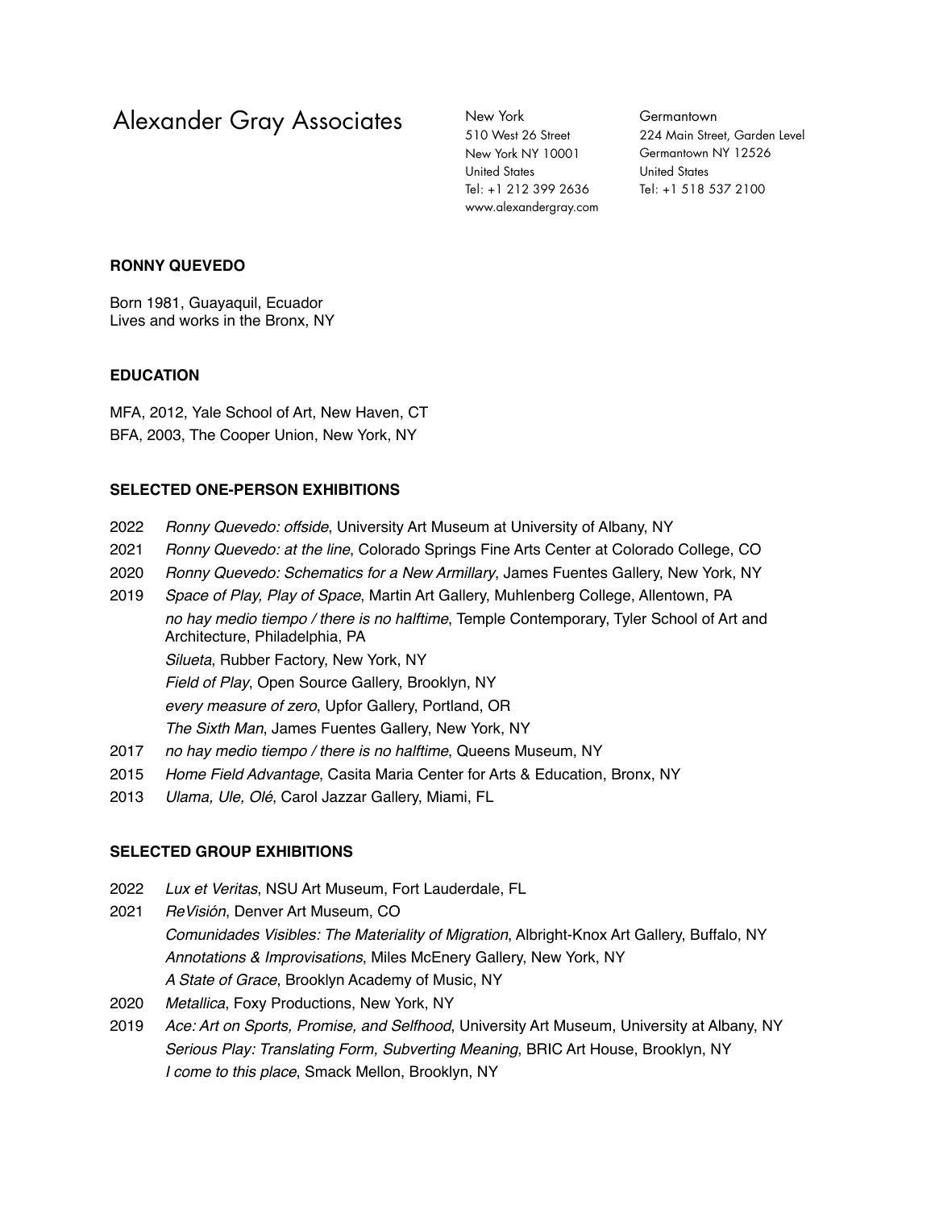Alexander Gray Associates

New York
510 West 26 Street
New York NY 10001
United States
Tel: +1 212 399 2636
www.alexandergray.com

Germantown
224 Main Street, Garden Level
Germantown NY 12526
United States
Tel: +1 518 537 2100

**RONNY QUEVEDO**

Born 1981, Guayaquil, Ecuador
Lives and works in the Bronx, NY

**EDUCATION**

MFA, 2012, Yale School of Art, New Haven, CT
BFA, 2003, The Cooper Union, New York, NY

**SELECTED ONE-PERSON EXHIBITIONS**

2022 *Ronny Quevedo: offside*, University Art Museum at University of Albany, NY
2021 *Ronny Quevedo: at the line*, Colorado Springs Fine Arts Center at Colorado College, CO
2020 *Ronny Quevedo: Schematics for a New Armillary*, James Fuentes Gallery, New York, NY
2019 *Space of Play, Play of Space*, Martin Art Gallery, Muhlenberg College, Allentown, PA
*no hay medio tiempo / there is no halftime*, Temple Contemporary, Tyler School of Art and Architecture, Philadelphia, PA
*Silueta*, Rubber Factory, New York, NY
*Field of Play*, Open Source Gallery, Brooklyn, NY
*every measure of zero*, Upfor Gallery, Portland, OR
*The Sixth Man*, James Fuentes Gallery, New York, NY
2017 *no hay medio tiempo / there is no halftime*, Queens Museum, NY
2015 *Home Field Advantage*, Casita Maria Center for Arts & Education, Bronx, NY
2013 *Ulama, Ule, Olé*, Carol Jazzar Gallery, Miami, FL

**SELECTED GROUP EXHIBITIONS**

2022 *Lux et Veritas*, NSU Art Museum, Fort Lauderdale, FL
2021 *ReVisión*, Denver Art Museum, CO
*Comunidades Visibles: The Materiality of Migration*, Albright-Knox Art Gallery, Buffalo, NY
*Annotations & Improvisations*, Miles McEnery Gallery, New York, NY
*A State of Grace*, Brooklyn Academy of Music, NY
2020 *Metallica*, Foxy Productions, New York, NY
2019 *Ace: Art on Sports, Promise, and Selfhood*, University Art Museum, University at Albany, NY
*Serious Play: Translating Form, Subverting Meaning*, BRIC Art House, Brooklyn, NY
*I come to this place*, Smack Mellon, Brooklyn, NY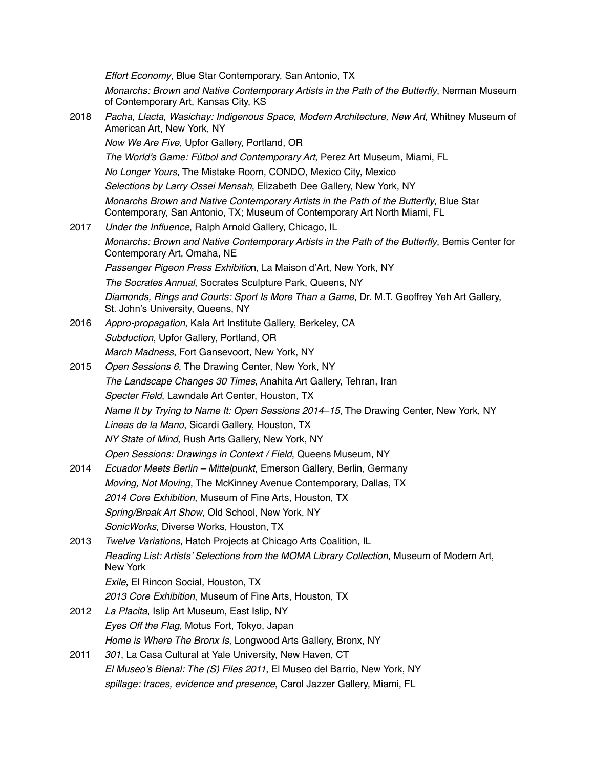*Effort Economy*, Blue Star Contemporary, San Antonio, TX

*Monarchs: Brown and Native Contemporary Artists in the Path of the Butterfly*, Nerman Museum of Contemporary Art, Kansas City, KS

2018 *Pacha, Llacta, Wasichay: Indigenous Space, Modern Architecture, New Art*, Whitney Museum of American Art, New York, NY

*Now We Are Five*, Upfor Gallery, Portland, OR

*The World's Game: Fútbol and Contemporary Art*, Perez Art Museum, Miami, FL

*No Longer Yours*, The Mistake Room, CONDO, Mexico City, Mexico

*Selections by Larry Ossei Mensah*, Elizabeth Dee Gallery, New York, NY

*Monarchs Brown and Native Contemporary Artists in the Path of the Butterfly*, Blue Star Contemporary, San Antonio, TX; Museum of Contemporary Art North Miami, FL

2017 *Under the Influence*, Ralph Arnold Gallery, Chicago, IL

*Monarchs: Brown and Native Contemporary Artists in the Path of the Butterfly*, Bemis Center for Contemporary Art, Omaha, NE

*Passenger Pigeon Press Exhibition*, La Maison d'Art, New York, NY

*The Socrates Annual*, Socrates Sculpture Park, Queens, NY

*Diamonds, Rings and Courts: Sport Is More Than a Game*, Dr. M.T. Geoffrey Yeh Art Gallery, St. John's University, Queens, NY

2016 *Appro-propagation*, Kala Art Institute Gallery, Berkeley, CA

*Subduction*, Upfor Gallery, Portland, OR

*March Madness*, Fort Gansevoort, New York, NY

2015 *Open Sessions 6*, The Drawing Center, New York, NY

*The Landscape Changes 30 Times*, Anahita Art Gallery, Tehran, Iran

*Specter Field*, Lawndale Art Center, Houston, TX

*Name It by Trying to Name It: Open Sessions 2014–15*, The Drawing Center, New York, NY

*Lineas de la Mano*, Sicardi Gallery, Houston, TX

*NY State of Mind*, Rush Arts Gallery, New York, NY

*Open Sessions: Drawings in Context / Field*, Queens Museum, NY

2014 *Ecuador Meets Berlin – Mittelpunkt*, Emerson Gallery, Berlin, Germany

*Moving, Not Moving*, The McKinney Avenue Contemporary, Dallas, TX

*2014 Core Exhibition*, Museum of Fine Arts, Houston, TX

*Spring/Break Art Show*, Old School, New York, NY

*SonicWorks*, Diverse Works, Houston, TX

2013 *Twelve Variations*, Hatch Projects at Chicago Arts Coalition, IL

*Reading List: Artists' Selections from the MOMA Library Collection*, Museum of Modern Art, New York

*Exile*, El Rincon Social, Houston, TX

*2013 Core Exhibition*, Museum of Fine Arts, Houston, TX

2012 *La Placita*, Islip Art Museum, East Islip, NY

*Eyes Off the Flag*, Motus Fort, Tokyo, Japan

*Home is Where The Bronx Is*, Longwood Arts Gallery, Bronx, NY

2011 *301*, La Casa Cultural at Yale University, New Haven, CT

*El Museo's Bienal: The (S) Files 2011*, El Museo del Barrio, New York, NY

*spillage: traces, evidence and presence*, Carol Jazzer Gallery, Miami, FL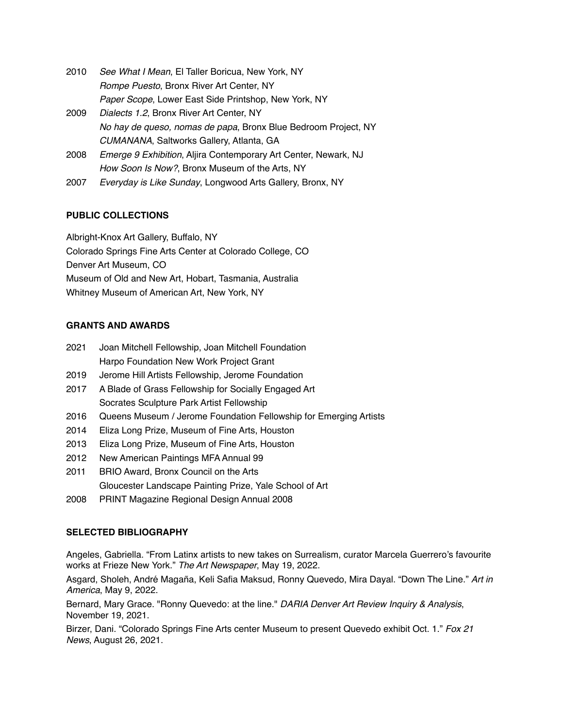2010 *See What I Mean*, El Taller Boricua, New York, NY
*Rompe Puesto*, Bronx River Art Center, NY
*Paper Scope*, Lower East Side Printshop, New York, NY

2009 *Dialects 1.2*, Bronx River Art Center, NY
*No hay de queso, nomas de papa*, Bronx Blue Bedroom Project, NY
*CUMANANA*, Saltworks Gallery, Atlanta, GA

2008 *Emerge 9 Exhibition*, Aljira Contemporary Art Center, Newark, NJ
*How Soon Is Now?*, Bronx Museum of the Arts, NY

2007 *Everyday is Like Sunday*, Longwood Arts Gallery, Bronx, NY

**PUBLIC COLLECTIONS**

Albright-Knox Art Gallery, Buffalo, NY
Colorado Springs Fine Arts Center at Colorado College, CO
Denver Art Museum, CO
Museum of Old and New Art, Hobart, Tasmania, Australia
Whitney Museum of American Art, New York, NY

**GRANTS AND AWARDS**

2021 Joan Mitchell Fellowship, Joan Mitchell Foundation
Harpo Foundation New Work Project Grant

2019 Jerome Hill Artists Fellowship, Jerome Foundation

2017 A Blade of Grass Fellowship for Socially Engaged Art
Socrates Sculpture Park Artist Fellowship

2016 Queens Museum / Jerome Foundation Fellowship for Emerging Artists

2014 Eliza Long Prize, Museum of Fine Arts, Houston

2013 Eliza Long Prize, Museum of Fine Arts, Houston

2012 New American Paintings MFA Annual 99

2011 BRIO Award, Bronx Council on the Arts
Gloucester Landscape Painting Prize, Yale School of Art

2008 PRINT Magazine Regional Design Annual 2008

**SELECTED BIBLIOGRAPHY**

Angeles, Gabriella. “From Latinx artists to new takes on Surrealism, curator Marcela Guerrero’s favourite works at Frieze New York.” *The Art Newspaper*, May 19, 2022.

Asgard, Sholeh, André Magaña, Keli Safia Maksud, Ronny Quevedo, Mira Dayal. “Down The Line.” *Art in America*, May 9, 2022.

Bernard, Mary Grace. "Ronny Quevedo: at the line." *DARIA Denver Art Review Inquiry & Analysis*, November 19, 2021.

Birzer, Dani. “Colorado Springs Fine Arts center Museum to present Quevedo exhibit Oct. 1.” *Fox 21 News*, August 26, 2021.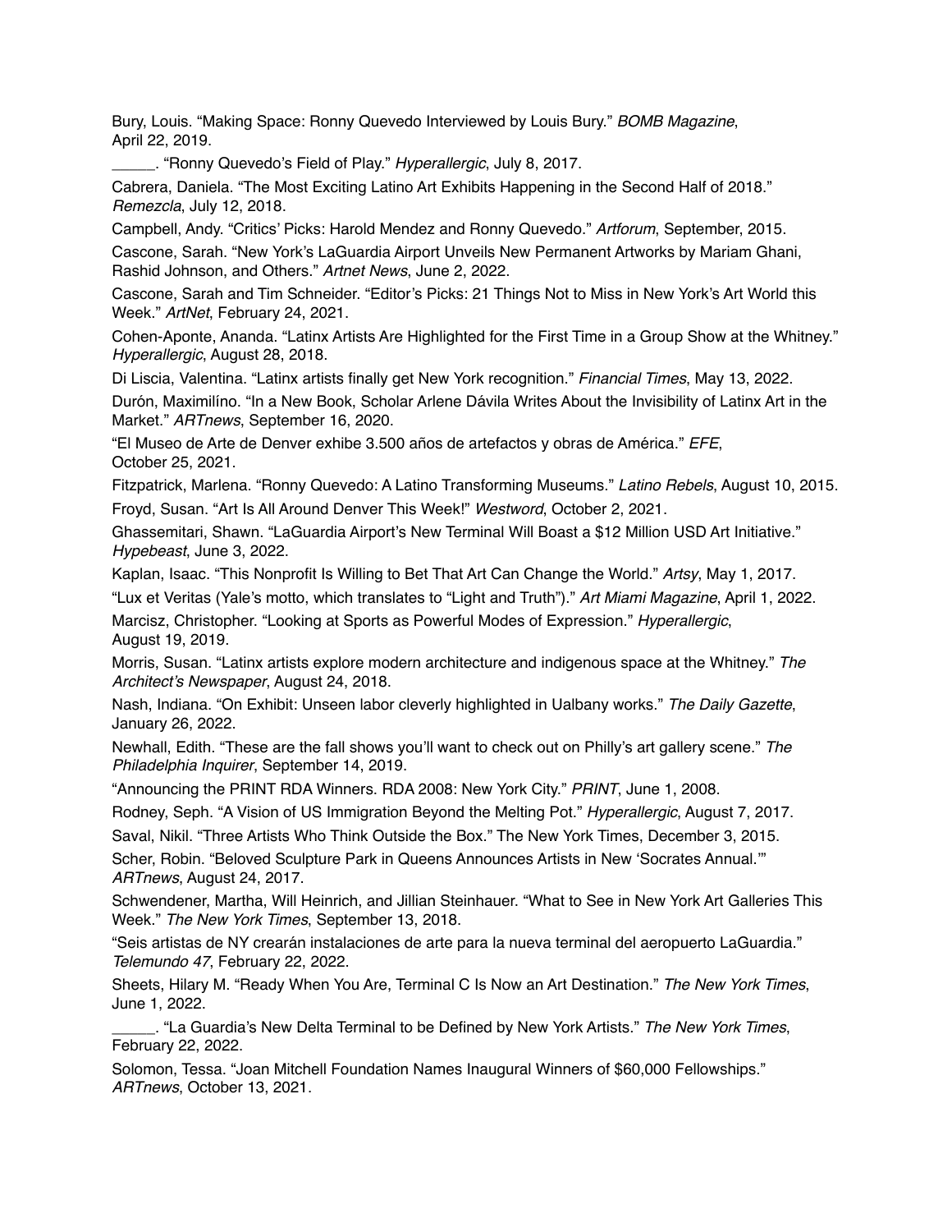Bury, Louis. “Making Space: Ronny Quevedo Interviewed by Louis Bury.” *BOMB Magazine*, April 22, 2019.

_____. “Ronny Quevedo’s Field of Play.” *Hyperallergic*, July 8, 2017.

Cabrera, Daniela. “The Most Exciting Latino Art Exhibits Happening in the Second Half of 2018.” *Remezcla*, July 12, 2018.

Campbell, Andy. “Critics’ Picks: Harold Mendez and Ronny Quevedo.” *Artforum*, September, 2015.

Cascone, Sarah. “New York’s LaGuardia Airport Unveils New Permanent Artworks by Mariam Ghani, Rashid Johnson, and Others.” *Artnet News*, June 2, 2022.

Cascone, Sarah and Tim Schneider. “Editor’s Picks: 21 Things Not to Miss in New York’s Art World this Week.” *ArtNet*, February 24, 2021.

Cohen-Aponte, Ananda. “Latinx Artists Are Highlighted for the First Time in a Group Show at the Whitney.” *Hyperallergic*, August 28, 2018.

Di Liscia, Valentina. “Latinx artists finally get New York recognition.” *Financial Times*, May 13, 2022.

Durón, Maximilíno. “In a New Book, Scholar Arlene Dávila Writes About the Invisibility of Latinx Art in the Market.” *ARTnews*, September 16, 2020.

“El Museo de Arte de Denver exhibe 3.500 años de artefactos y obras de América.” *EFE*, October 25, 2021.

Fitzpatrick, Marlena. “Ronny Quevedo: A Latino Transforming Museums.” *Latino Rebels*, August 10, 2015.

Froyd, Susan. “Art Is All Around Denver This Week!” *Westword*, October 2, 2021.

Ghassemitari, Shawn. “LaGuardia Airport’s New Terminal Will Boast a $12 Million USD Art Initiative.” *Hypebeast*, June 3, 2022.

Kaplan, Isaac. “This Nonprofit Is Willing to Bet That Art Can Change the World.” *Artsy*, May 1, 2017.

“Lux et Veritas (Yale’s motto, which translates to “Light and Truth”).” *Art Miami Magazine*, April 1, 2022.

Marcisz, Christopher. “Looking at Sports as Powerful Modes of Expression.” *Hyperallergic*, August 19, 2019.

Morris, Susan. “Latinx artists explore modern architecture and indigenous space at the Whitney.” *The Architect’s Newspaper*, August 24, 2018.

Nash, Indiana. “On Exhibit: Unseen labor cleverly highlighted in Ualbany works.” *The Daily Gazette*, January 26, 2022.

Newhall, Edith. “These are the fall shows you’ll want to check out on Philly’s art gallery scene.” *The Philadelphia Inquirer*, September 14, 2019.

“Announcing the PRINT RDA Winners. RDA 2008: New York City.” *PRINT*, June 1, 2008.

Rodney, Seph. “A Vision of US Immigration Beyond the Melting Pot.” *Hyperallergic*, August 7, 2017.

Saval, Nikil. “Three Artists Who Think Outside the Box.” The New York Times, December 3, 2015.

Scher, Robin. “Beloved Sculpture Park in Queens Announces Artists in New ‘Socrates Annual.’” *ARTnews*, August 24, 2017.

Schwendener, Martha, Will Heinrich, and Jillian Steinhauer. “What to See in New York Art Galleries This Week.” *The New York Times*, September 13, 2018.

“Seis artistas de NY crearán instalaciones de arte para la nueva terminal del aeropuerto LaGuardia.” *Telemundo 47*, February 22, 2022.

Sheets, Hilary M. “Ready When You Are, Terminal C Is Now an Art Destination.” *The New York Times*, June 1, 2022.

_____. “La Guardia’s New Delta Terminal to be Defined by New York Artists.” *The New York Times*, February 22, 2022.

Solomon, Tessa. “Joan Mitchell Foundation Names Inaugural Winners of $60,000 Fellowships.” *ARTnews*, October 13, 2021.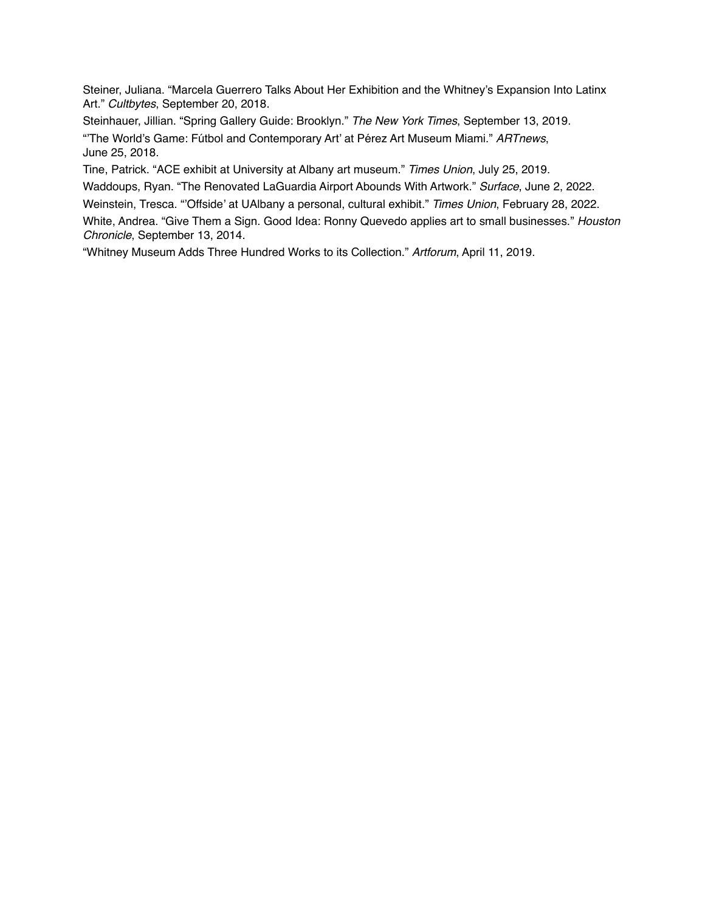Steiner, Juliana. “Marcela Guerrero Talks About Her Exhibition and the Whitney’s Expansion Into Latinx Art.” *Cultbytes*, September 20, 2018.

Steinhauer, Jillian. “Spring Gallery Guide: Brooklyn.” *The New York Times*, September 13, 2019.

“’The World’s Game: Fútbol and Contemporary Art’ at Pérez Art Museum Miami.” *ARTnews*, June 25, 2018.

Tine, Patrick. “ACE exhibit at University at Albany art museum.” *Times Union*, July 25, 2019.

Waddoups, Ryan. “The Renovated LaGuardia Airport Abounds With Artwork.” *Surface*, June 2, 2022.

Weinstein, Tresca. “’Offside’ at UAlbany a personal, cultural exhibit.” *Times Union*, February 28, 2022.

White, Andrea. “Give Them a Sign. Good Idea: Ronny Quevedo applies art to small businesses.” *Houston Chronicle*, September 13, 2014.

“Whitney Museum Adds Three Hundred Works to its Collection.” *Artforum*, April 11, 2019.